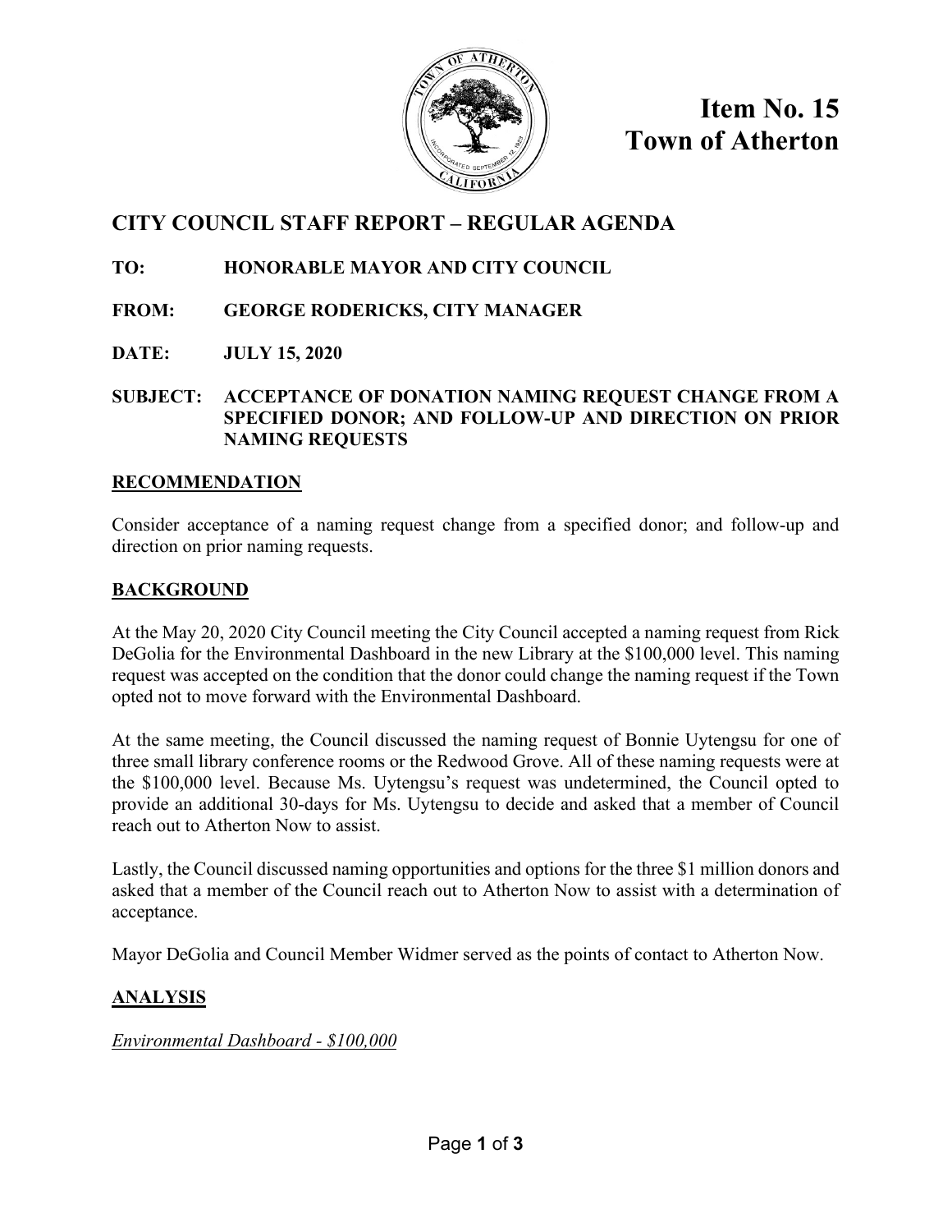# Item No. 15
# Town of Atherton

## CITY COUNCIL STAFF REPORT – REGULAR AGENDA

**TO:** HONORABLE MAYOR AND CITY COUNCIL

**FROM:** GEORGE RODERICKS, CITY MANAGER

**DATE:** JULY 15, 2020

**SUBJECT:** ACCEPTANCE OF DONATION NAMING REQUEST CHANGE FROM A SPECIFIED DONOR; AND FOLLOW-UP AND DIRECTION ON PRIOR NAMING REQUESTS

### RECOMMENDATION

Consider acceptance of a naming request change from a specified donor; and follow-up and direction on prior naming requests.

### BACKGROUND

At the May 20, 2020 City Council meeting the City Council accepted a naming request from Rick DeGolia for the Environmental Dashboard in the new Library at the $100,000 level. This naming request was accepted on the condition that the donor could change the naming request if the Town opted not to move forward with the Environmental Dashboard.

At the same meeting, the Council discussed the naming request of Bonnie Uytengsu for one of three small library conference rooms or the Redwood Grove. All of these naming requests were at the $100,000 level. Because Ms. Uytengsu's request was undetermined, the Council opted to provide an additional 30-days for Ms. Uytengsu to decide and asked that a member of Council reach out to Atherton Now to assist.

Lastly, the Council discussed naming opportunities and options for the three $1 million donors and asked that a member of the Council reach out to Atherton Now to assist with a determination of acceptance.

Mayor DeGolia and Council Member Widmer served as the points of contact to Atherton Now.

### ANALYSIS

*Environmental Dashboard - $100,000*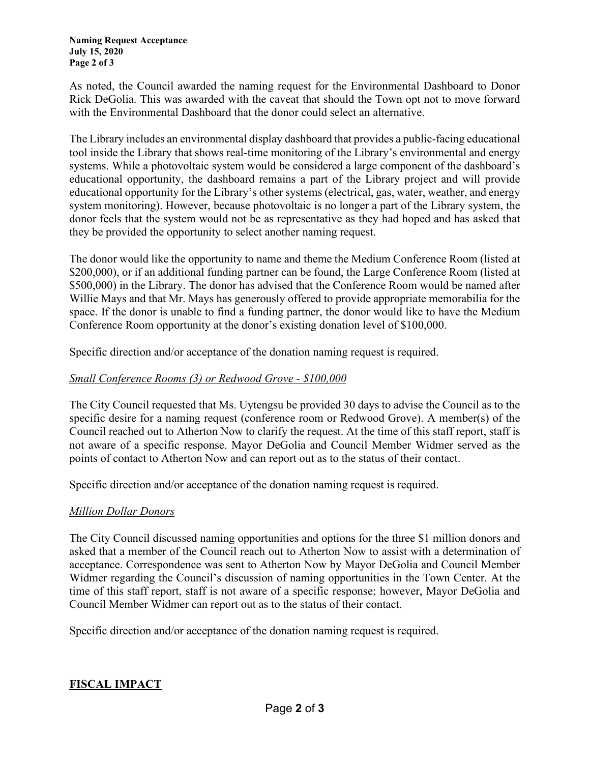As noted, the Council awarded the naming request for the Environmental Dashboard to Donor Rick DeGolia. This was awarded with the caveat that should the Town opt not to move forward with the Environmental Dashboard that the donor could select an alternative.

The Library includes an environmental display dashboard that provides a public-facing educational tool inside the Library that shows real-time monitoring of the Library's environmental and energy systems. While a photovoltaic system would be considered a large component of the dashboard's educational opportunity, the dashboard remains a part of the Library project and will provide educational opportunity for the Library's other systems (electrical, gas, water, weather, and energy system monitoring). However, because photovoltaic is no longer a part of the Library system, the donor feels that the system would not be as representative as they had hoped and has asked that they be provided the opportunity to select another naming request.

The donor would like the opportunity to name and theme the Medium Conference Room (listed at $200,000), or if an additional funding partner can be found, the Large Conference Room (listed at $500,000) in the Library. The donor has advised that the Conference Room would be named after Willie Mays and that Mr. Mays has generously offered to provide appropriate memorabilia for the space. If the donor is unable to find a funding partner, the donor would like to have the Medium Conference Room opportunity at the donor's existing donation level of $100,000.

Specific direction and/or acceptance of the donation naming request is required.

*Small Conference Rooms (3) or Redwood Grove - $100,000*

The City Council requested that Ms. Uytengsu be provided 30 days to advise the Council as to the specific desire for a naming request (conference room or Redwood Grove). A member(s) of the Council reached out to Atherton Now to clarify the request. At the time of this staff report, staff is not aware of a specific response. Mayor DeGolia and Council Member Widmer served as the points of contact to Atherton Now and can report out as to the status of their contact.

Specific direction and/or acceptance of the donation naming request is required.

*Million Dollar Donors*

The City Council discussed naming opportunities and options for the three $1 million donors and asked that a member of the Council reach out to Atherton Now to assist with a determination of acceptance. Correspondence was sent to Atherton Now by Mayor DeGolia and Council Member Widmer regarding the Council's discussion of naming opportunities in the Town Center. At the time of this staff report, staff is not aware of a specific response; however, Mayor DeGolia and Council Member Widmer can report out as to the status of their contact.

Specific direction and/or acceptance of the donation naming request is required.

## FISCAL IMPACT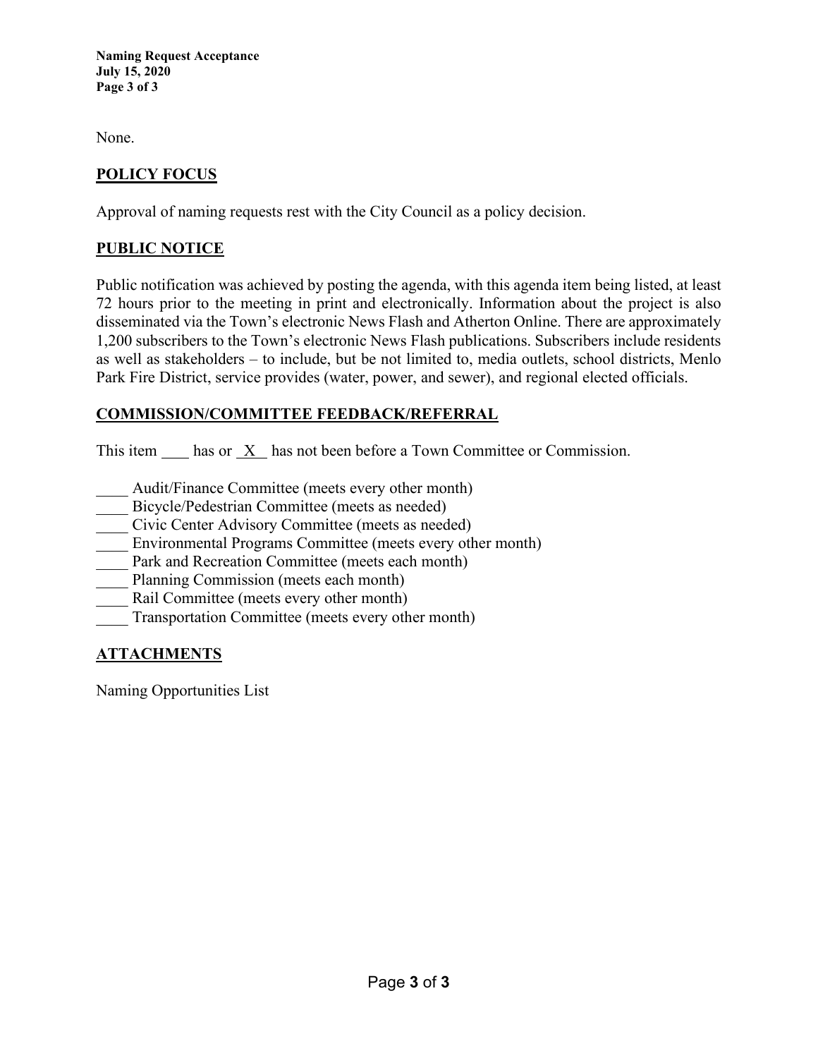None.

## POLICY FOCUS

Approval of naming requests rest with the City Council as a policy decision.

## PUBLIC NOTICE

Public notification was achieved by posting the agenda, with this agenda item being listed, at least 72 hours prior to the meeting in print and electronically. Information about the project is also disseminated via the Town's electronic News Flash and Atherton Online. There are approximately 1,200 subscribers to the Town's electronic News Flash publications. Subscribers include residents as well as stakeholders – to include, but be not limited to, media outlets, school districts, Menlo Park Fire District, service provides (water, power, and sewer), and regional elected officials.

## COMMISSION/COMMITTEE FEEDBACK/REFERRAL

This item ____ has or _X_ has not been before a Town Committee or Commission.

____ Audit/Finance Committee (meets every other month)
____ Bicycle/Pedestrian Committee (meets as needed)
____ Civic Center Advisory Committee (meets as needed)
____ Environmental Programs Committee (meets every other month)
____ Park and Recreation Committee (meets each month)
____ Planning Commission (meets each month)
____ Rail Committee (meets every other month)
____ Transportation Committee (meets every other month)

## ATTACHMENTS

Naming Opportunities List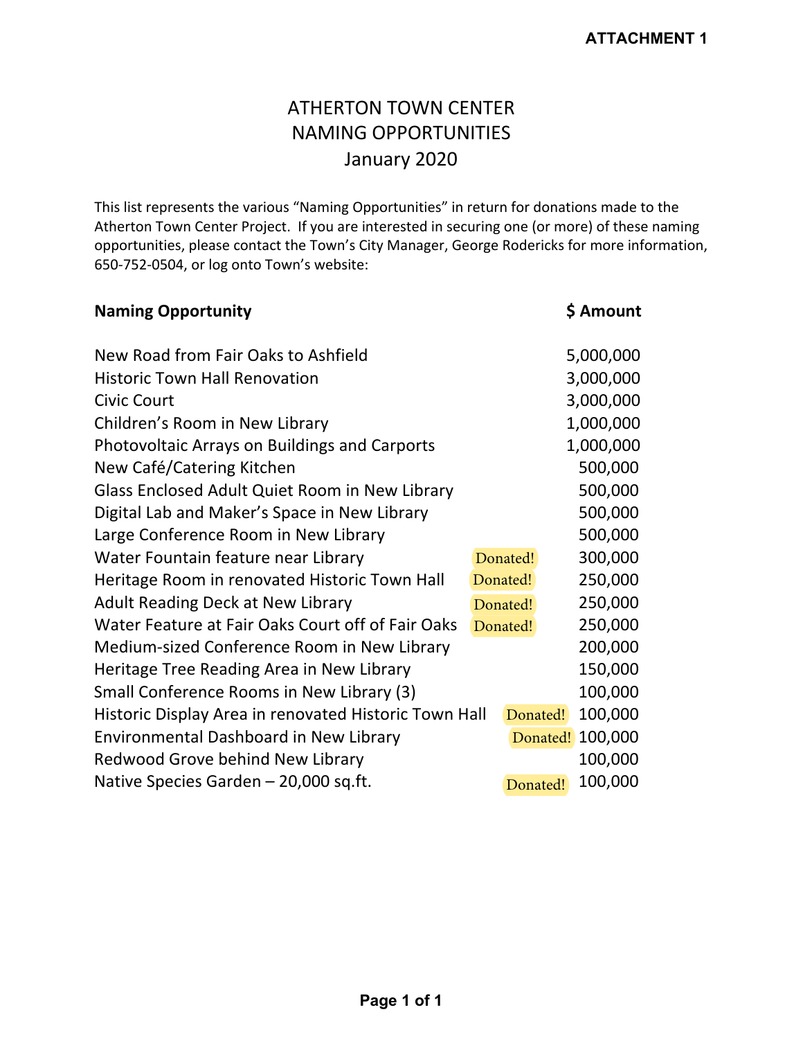ATTACHMENT 1

# ATHERTON TOWN CENTER
# NAMING OPPORTUNITIES
## January 2020

This list represents the various "Naming Opportunities" in return for donations made to the Atherton Town Center Project. If you are interested in securing one (or more) of these naming opportunities, please contact the Town's City Manager, George Rodericks for more information, 650-752-0504, or log onto Town's website:

| **Naming Opportunity** | | **$ Amount** |
|---|---|---|
| New Road from Fair Oaks to Ashfield | | 5,000,000 |
| Historic Town Hall Renovation | | 3,000,000 |
| Civic Court | | 3,000,000 |
| Children's Room in New Library | | 1,000,000 |
| Photovoltaic Arrays on Buildings and Carports | | 1,000,000 |
| New Café/Catering Kitchen | | 500,000 |
| Glass Enclosed Adult Quiet Room in New Library | | 500,000 |
| Digital Lab and Maker's Space in New Library | | 500,000 |
| Large Conference Room in New Library | | 500,000 |
| Water Fountain feature near Library | Donated! | 300,000 |
| Heritage Room in renovated Historic Town Hall | Donated! | 250,000 |
| Adult Reading Deck at New Library | Donated! | 250,000 |
| Water Feature at Fair Oaks Court off of Fair Oaks | Donated! | 250,000 |
| Medium-sized Conference Room in New Library | | 200,000 |
| Heritage Tree Reading Area in New Library | | 150,000 |
| Small Conference Rooms in New Library (3) | | 100,000 |
| Historic Display Area in renovated Historic Town Hall | Donated! | 100,000 |
| Environmental Dashboard in New Library | Donated! | 100,000 |
| Redwood Grove behind New Library | | 100,000 |
| Native Species Garden – 20,000 sq.ft. | Donated! | 100,000 |